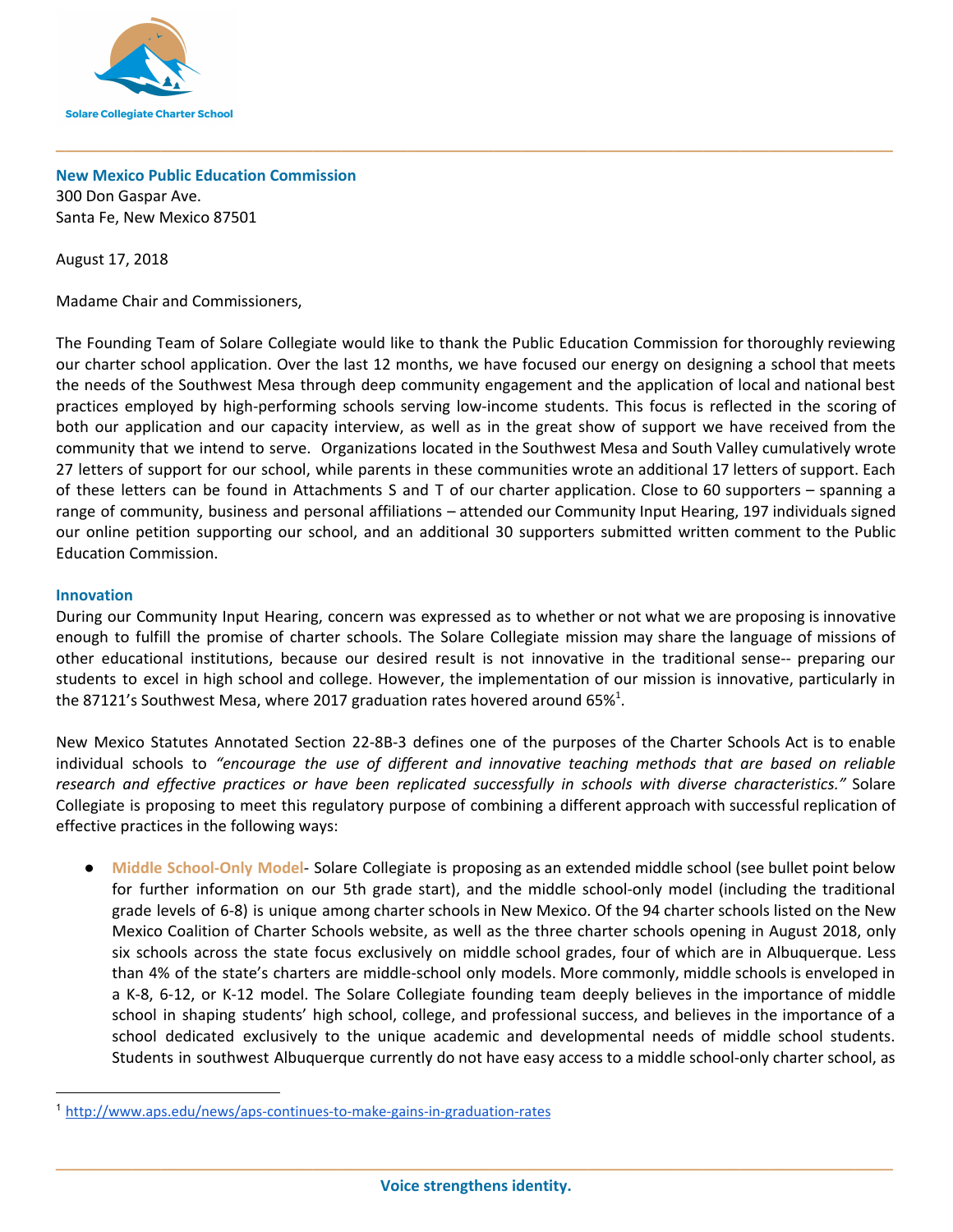Solare Collegiate Charter School

**New Mexico Public Education Commission**
300 Don Gaspar Ave.
Santa Fe, New Mexico 87501

August 17, 2018

Madame Chair and Commissioners,

The Founding Team of Solare Collegiate would like to thank the Public Education Commission for thoroughly reviewing our charter school application. Over the last 12 months, we have focused our energy on designing a school that meets the needs of the Southwest Mesa through deep community engagement and the application of local and national best practices employed by high-performing schools serving low-income students. This focus is reflected in the scoring of both our application and our capacity interview, as well as in the great show of support we have received from the community that we intend to serve. Organizations located in the Southwest Mesa and South Valley cumulatively wrote 27 letters of support for our school, while parents in these communities wrote an additional 17 letters of support. Each of these letters can be found in Attachments S and T of our charter application. Close to 60 supporters – spanning a range of community, business and personal affiliations – attended our Community Input Hearing, 197 individuals signed our online petition supporting our school, and an additional 30 supporters submitted written comment to the Public Education Commission.

## Innovation

During our Community Input Hearing, concern was expressed as to whether or not what we are proposing is innovative enough to fulfill the promise of charter schools. The Solare Collegiate mission may share the language of missions of other educational institutions, because our desired result is not innovative in the traditional sense-- preparing our students to excel in high school and college. However, the implementation of our mission is innovative, particularly in the 87121's Southwest Mesa, where 2017 graduation rates hovered around 65%[1].

New Mexico Statutes Annotated Section 22-8B-3 defines one of the purposes of the Charter Schools Act is to enable individual schools to *"encourage the use of different and innovative teaching methods that are based on reliable research and effective practices or have been replicated successfully in schools with diverse characteristics."* Solare Collegiate is proposing to meet this regulatory purpose of combining a different approach with successful replication of effective practices in the following ways:

- **Middle School-Only Model**- Solare Collegiate is proposing as an extended middle school (see bullet point below for further information on our 5th grade start), and the middle school-only model (including the traditional grade levels of 6-8) is unique among charter schools in New Mexico. Of the 94 charter schools listed on the New Mexico Coalition of Charter Schools website, as well as the three charter schools opening in August 2018, only six schools across the state focus exclusively on middle school grades, four of which are in Albuquerque. Less than 4% of the state's charters are middle-school only models. More commonly, middle schools is enveloped in a K-8, 6-12, or K-12 model. The Solare Collegiate founding team deeply believes in the importance of middle school in shaping students' high school, college, and professional success, and believes in the importance of a school dedicated exclusively to the unique academic and developmental needs of middle school students. Students in southwest Albuquerque currently do not have easy access to a middle school-only charter school, as

[1] http://www.aps.edu/news/aps-continues-to-make-gains-in-graduation-rates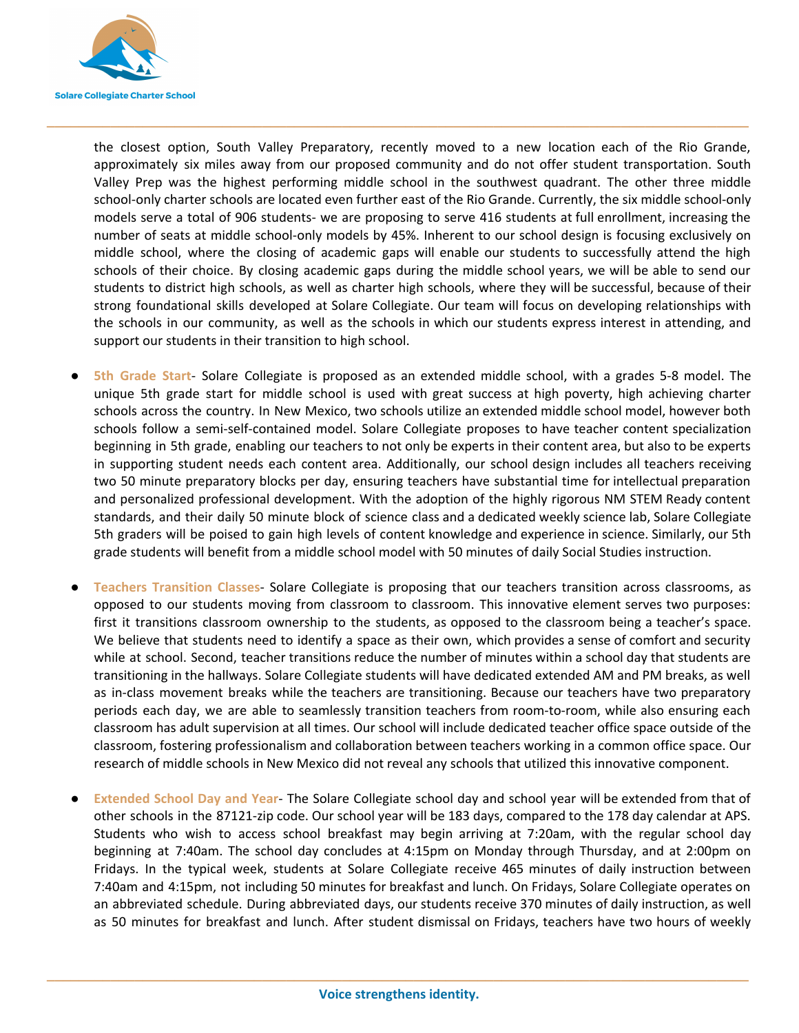the closest option, South Valley Preparatory, recently moved to a new location each of the Rio Grande, approximately six miles away from our proposed community and do not offer student transportation. South Valley Prep was the highest performing middle school in the southwest quadrant. The other three middle school-only charter schools are located even further east of the Rio Grande. Currently, the six middle school-only models serve a total of 906 students- we are proposing to serve 416 students at full enrollment, increasing the number of seats at middle school-only models by 45%. Inherent to our school design is focusing exclusively on middle school, where the closing of academic gaps will enable our students to successfully attend the high schools of their choice. By closing academic gaps during the middle school years, we will be able to send our students to district high schools, as well as charter high schools, where they will be successful, because of their strong foundational skills developed at Solare Collegiate. Our team will focus on developing relationships with the schools in our community, as well as the schools in which our students express interest in attending, and support our students in their transition to high school.

- **5th Grade Start**- Solare Collegiate is proposed as an extended middle school, with a grades 5-8 model. The unique 5th grade start for middle school is used with great success at high poverty, high achieving charter schools across the country. In New Mexico, two schools utilize an extended middle school model, however both schools follow a semi-self-contained model. Solare Collegiate proposes to have teacher content specialization beginning in 5th grade, enabling our teachers to not only be experts in their content area, but also to be experts in supporting student needs each content area. Additionally, our school design includes all teachers receiving two 50 minute preparatory blocks per day, ensuring teachers have substantial time for intellectual preparation and personalized professional development. With the adoption of the highly rigorous NM STEM Ready content standards, and their daily 50 minute block of science class and a dedicated weekly science lab, Solare Collegiate 5th graders will be poised to gain high levels of content knowledge and experience in science. Similarly, our 5th grade students will benefit from a middle school model with 50 minutes of daily Social Studies instruction.

- **Teachers Transition Classes**- Solare Collegiate is proposing that our teachers transition across classrooms, as opposed to our students moving from classroom to classroom. This innovative element serves two purposes: first it transitions classroom ownership to the students, as opposed to the classroom being a teacher's space. We believe that students need to identify a space as their own, which provides a sense of comfort and security while at school. Second, teacher transitions reduce the number of minutes within a school day that students are transitioning in the hallways. Solare Collegiate students will have dedicated extended AM and PM breaks, as well as in-class movement breaks while the teachers are transitioning. Because our teachers have two preparatory periods each day, we are able to seamlessly transition teachers from room-to-room, while also ensuring each classroom has adult supervision at all times. Our school will include dedicated teacher office space outside of the classroom, fostering professionalism and collaboration between teachers working in a common office space. Our research of middle schools in New Mexico did not reveal any schools that utilized this innovative component.

- **Extended School Day and Year**- The Solare Collegiate school day and school year will be extended from that of other schools in the 87121-zip code. Our school year will be 183 days, compared to the 178 day calendar at APS. Students who wish to access school breakfast may begin arriving at 7:20am, with the regular school day beginning at 7:40am. The school day concludes at 4:15pm on Monday through Thursday, and at 2:00pm on Fridays. In the typical week, students at Solare Collegiate receive 465 minutes of daily instruction between 7:40am and 4:15pm, not including 50 minutes for breakfast and lunch. On Fridays, Solare Collegiate operates on an abbreviated schedule. During abbreviated days, our students receive 370 minutes of daily instruction, as well as 50 minutes for breakfast and lunch. After student dismissal on Fridays, teachers have two hours of weekly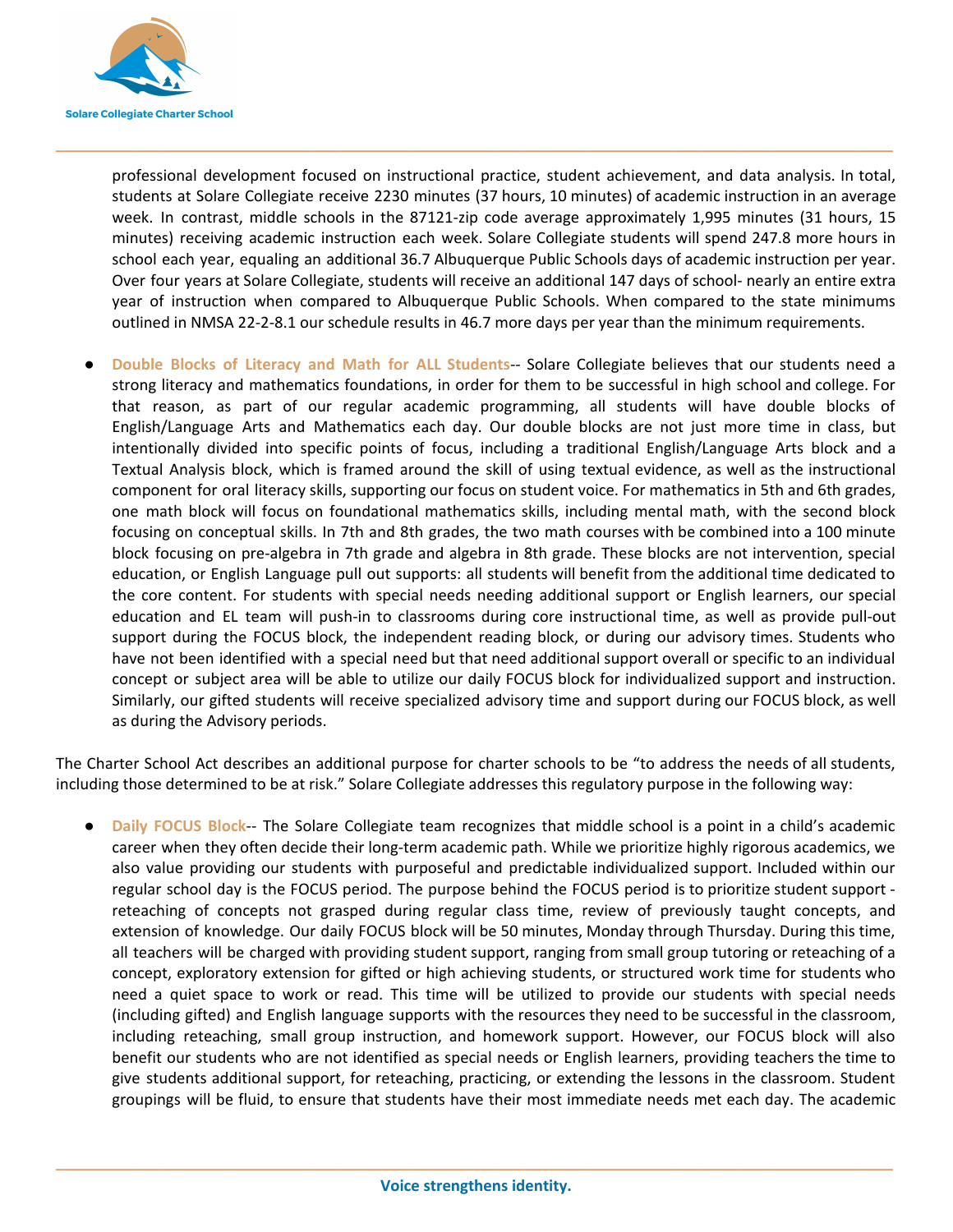professional development focused on instructional practice, student achievement, and data analysis. In total, students at Solare Collegiate receive 2230 minutes (37 hours, 10 minutes) of academic instruction in an average week. In contrast, middle schools in the 87121-zip code average approximately 1,995 minutes (31 hours, 15 minutes) receiving academic instruction each week. Solare Collegiate students will spend 247.8 more hours in school each year, equaling an additional 36.7 Albuquerque Public Schools days of academic instruction per year. Over four years at Solare Collegiate, students will receive an additional 147 days of school- nearly an entire extra year of instruction when compared to Albuquerque Public Schools. When compared to the state minimums outlined in NMSA 22-2-8.1 our schedule results in 46.7 more days per year than the minimum requirements.

- **Double Blocks of Literacy and Math for ALL Students**-- Solare Collegiate believes that our students need a strong literacy and mathematics foundations, in order for them to be successful in high school and college. For that reason, as part of our regular academic programming, all students will have double blocks of English/Language Arts and Mathematics each day. Our double blocks are not just more time in class, but intentionally divided into specific points of focus, including a traditional English/Language Arts block and a Textual Analysis block, which is framed around the skill of using textual evidence, as well as the instructional component for oral literacy skills, supporting our focus on student voice. For mathematics in 5th and 6th grades, one math block will focus on foundational mathematics skills, including mental math, with the second block focusing on conceptual skills. In 7th and 8th grades, the two math courses with be combined into a 100 minute block focusing on pre-algebra in 7th grade and algebra in 8th grade. These blocks are not intervention, special education, or English Language pull out supports: all students will benefit from the additional time dedicated to the core content. For students with special needs needing additional support or English learners, our special education and EL team will push-in to classrooms during core instructional time, as well as provide pull-out support during the FOCUS block, the independent reading block, or during our advisory times. Students who have not been identified with a special need but that need additional support overall or specific to an individual concept or subject area will be able to utilize our daily FOCUS block for individualized support and instruction. Similarly, our gifted students will receive specialized advisory time and support during our FOCUS block, as well as during the Advisory periods.

The Charter School Act describes an additional purpose for charter schools to be "to address the needs of all students, including those determined to be at risk." Solare Collegiate addresses this regulatory purpose in the following way:

- **Daily FOCUS Block**-- The Solare Collegiate team recognizes that middle school is a point in a child's academic career when they often decide their long-term academic path. While we prioritize highly rigorous academics, we also value providing our students with purposeful and predictable individualized support. Included within our regular school day is the FOCUS period. The purpose behind the FOCUS period is to prioritize student support - reteaching of concepts not grasped during regular class time, review of previously taught concepts, and extension of knowledge. Our daily FOCUS block will be 50 minutes, Monday through Thursday. During this time, all teachers will be charged with providing student support, ranging from small group tutoring or reteaching of a concept, exploratory extension for gifted or high achieving students, or structured work time for students who need a quiet space to work or read. This time will be utilized to provide our students with special needs (including gifted) and English language supports with the resources they need to be successful in the classroom, including reteaching, small group instruction, and homework support. However, our FOCUS block will also benefit our students who are not identified as special needs or English learners, providing teachers the time to give students additional support, for reteaching, practicing, or extending the lessons in the classroom. Student groupings will be fluid, to ensure that students have their most immediate needs met each day. The academic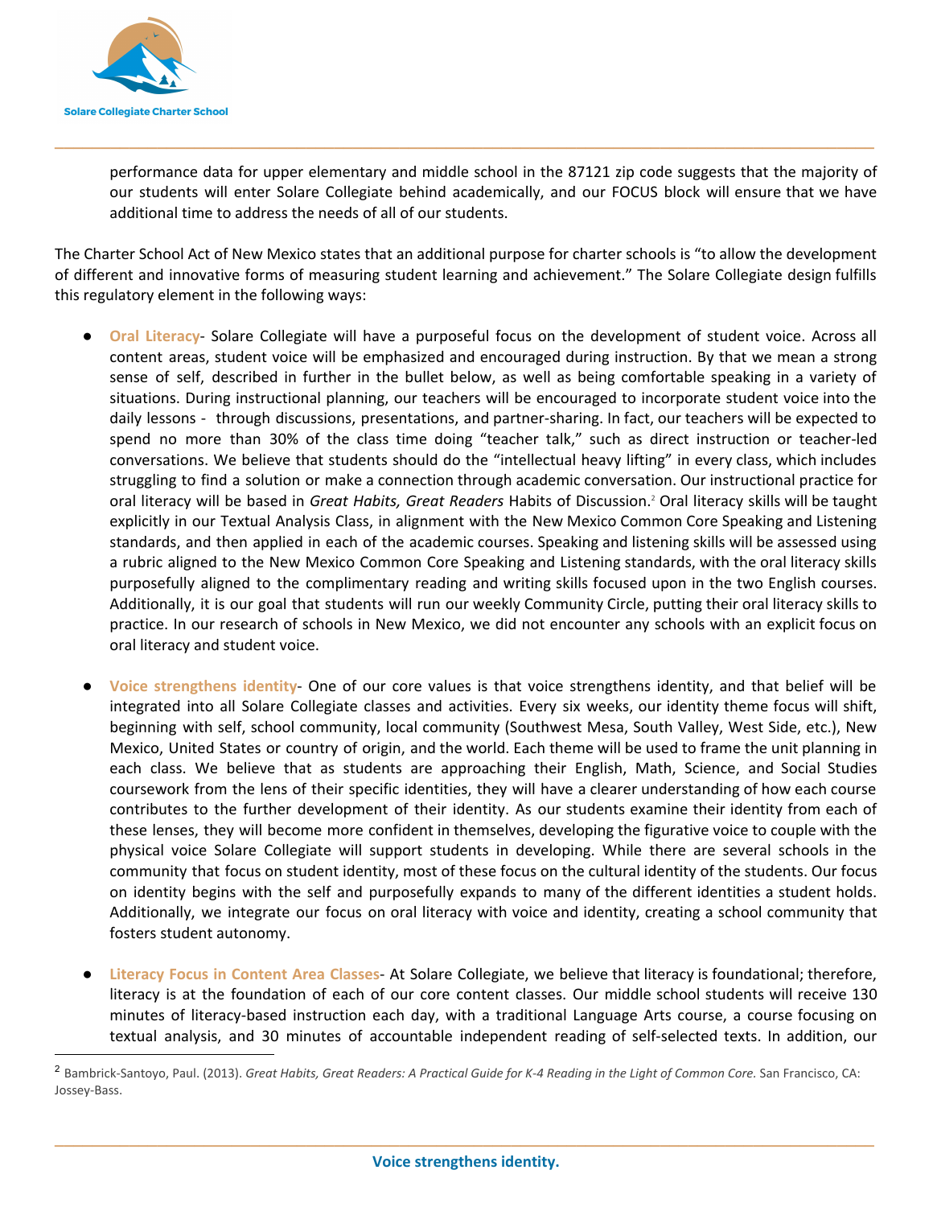performance data for upper elementary and middle school in the 87121 zip code suggests that the majority of our students will enter Solare Collegiate behind academically, and our FOCUS block will ensure that we have additional time to address the needs of all of our students.

The Charter School Act of New Mexico states that an additional purpose for charter schools is "to allow the development of different and innovative forms of measuring student learning and achievement." The Solare Collegiate design fulfills this regulatory element in the following ways:

- **Oral Literacy**- Solare Collegiate will have a purposeful focus on the development of student voice. Across all content areas, student voice will be emphasized and encouraged during instruction. By that we mean a strong sense of self, described in further in the bullet below, as well as being comfortable speaking in a variety of situations. During instructional planning, our teachers will be encouraged to incorporate student voice into the daily lessons - through discussions, presentations, and partner-sharing. In fact, our teachers will be expected to spend no more than 30% of the class time doing "teacher talk," such as direct instruction or teacher-led conversations. We believe that students should do the "intellectual heavy lifting" in every class, which includes struggling to find a solution or make a connection through academic conversation. Our instructional practice for oral literacy will be based in *Great Habits, Great Readers* Habits of Discussion.[2] Oral literacy skills will be taught explicitly in our Textual Analysis Class, in alignment with the New Mexico Common Core Speaking and Listening standards, and then applied in each of the academic courses. Speaking and listening skills will be assessed using a rubric aligned to the New Mexico Common Core Speaking and Listening standards, with the oral literacy skills purposefully aligned to the complimentary reading and writing skills focused upon in the two English courses. Additionally, it is our goal that students will run our weekly Community Circle, putting their oral literacy skills to practice. In our research of schools in New Mexico, we did not encounter any schools with an explicit focus on oral literacy and student voice.

- **Voice strengthens identity**- One of our core values is that voice strengthens identity, and that belief will be integrated into all Solare Collegiate classes and activities. Every six weeks, our identity theme focus will shift, beginning with self, school community, local community (Southwest Mesa, South Valley, West Side, etc.), New Mexico, United States or country of origin, and the world. Each theme will be used to frame the unit planning in each class. We believe that as students are approaching their English, Math, Science, and Social Studies coursework from the lens of their specific identities, they will have a clearer understanding of how each course contributes to the further development of their identity. As our students examine their identity from each of these lenses, they will become more confident in themselves, developing the figurative voice to couple with the physical voice Solare Collegiate will support students in developing. While there are several schools in the community that focus on student identity, most of these focus on the cultural identity of the students. Our focus on identity begins with the self and purposefully expands to many of the different identities a student holds. Additionally, we integrate our focus on oral literacy with voice and identity, creating a school community that fosters student autonomy.

- **Literacy Focus in Content Area Classes**- At Solare Collegiate, we believe that literacy is foundational; therefore, literacy is at the foundation of each of our core content classes. Our middle school students will receive 130 minutes of literacy-based instruction each day, with a traditional Language Arts course, a course focusing on textual analysis, and 30 minutes of accountable independent reading of self-selected texts. In addition, our

[2] Bambrick-Santoyo, Paul. (2013). *Great Habits, Great Readers: A Practical Guide for K-4 Reading in the Light of Common Core.* San Francisco, CA: Jossey-Bass.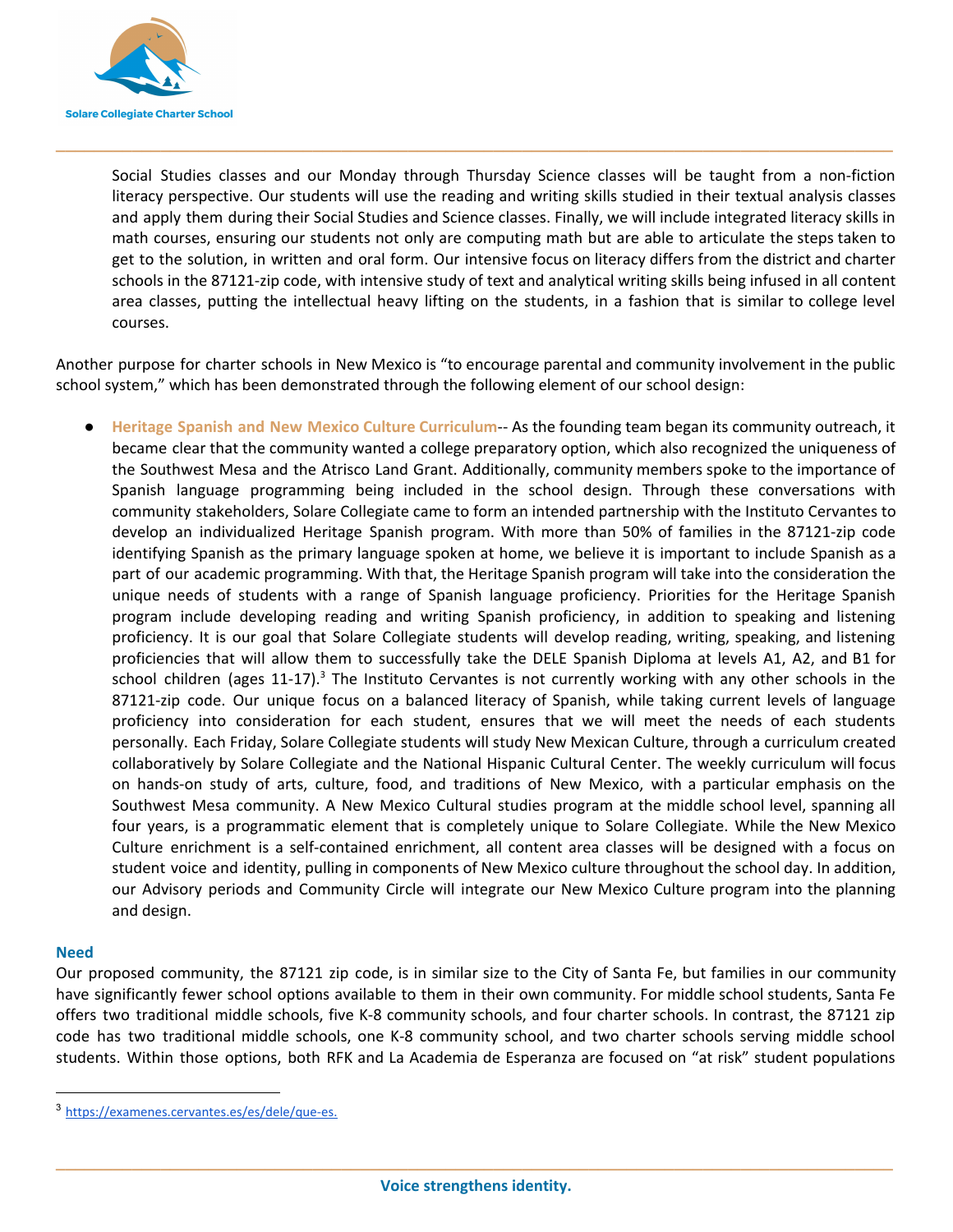Social Studies classes and our Monday through Thursday Science classes will be taught from a non-fiction literacy perspective. Our students will use the reading and writing skills studied in their textual analysis classes and apply them during their Social Studies and Science classes. Finally, we will include integrated literacy skills in math courses, ensuring our students not only are computing math but are able to articulate the steps taken to get to the solution, in written and oral form. Our intensive focus on literacy differs from the district and charter schools in the 87121-zip code, with intensive study of text and analytical writing skills being infused in all content area classes, putting the intellectual heavy lifting on the students, in a fashion that is similar to college level courses.

Another purpose for charter schools in New Mexico is "to encourage parental and community involvement in the public school system," which has been demonstrated through the following element of our school design:

- **Heritage Spanish and New Mexico Culture Curriculum**-- As the founding team began its community outreach, it became clear that the community wanted a college preparatory option, which also recognized the uniqueness of the Southwest Mesa and the Atrisco Land Grant. Additionally, community members spoke to the importance of Spanish language programming being included in the school design. Through these conversations with community stakeholders, Solare Collegiate came to form an intended partnership with the Instituto Cervantes to develop an individualized Heritage Spanish program. With more than 50% of families in the 87121-zip code identifying Spanish as the primary language spoken at home, we believe it is important to include Spanish as a part of our academic programming. With that, the Heritage Spanish program will take into the consideration the unique needs of students with a range of Spanish language proficiency. Priorities for the Heritage Spanish program include developing reading and writing Spanish proficiency, in addition to speaking and listening proficiency. It is our goal that Solare Collegiate students will develop reading, writing, speaking, and listening proficiencies that will allow them to successfully take the DELE Spanish Diploma at levels A1, A2, and B1 for school children (ages 11-17).[3] The Instituto Cervantes is not currently working with any other schools in the 87121-zip code. Our unique focus on a balanced literacy of Spanish, while taking current levels of language proficiency into consideration for each student, ensures that we will meet the needs of each students personally. Each Friday, Solare Collegiate students will study New Mexican Culture, through a curriculum created collaboratively by Solare Collegiate and the National Hispanic Cultural Center. The weekly curriculum will focus on hands-on study of arts, culture, food, and traditions of New Mexico, with a particular emphasis on the Southwest Mesa community. A New Mexico Cultural studies program at the middle school level, spanning all four years, is a programmatic element that is completely unique to Solare Collegiate. While the New Mexico Culture enrichment is a self-contained enrichment, all content area classes will be designed with a focus on student voice and identity, pulling in components of New Mexico culture throughout the school day. In addition, our Advisory periods and Community Circle will integrate our New Mexico Culture program into the planning and design.

### Need

Our proposed community, the 87121 zip code, is in similar size to the City of Santa Fe, but families in our community have significantly fewer school options available to them in their own community. For middle school students, Santa Fe offers two traditional middle schools, five K-8 community schools, and four charter schools. In contrast, the 87121 zip code has two traditional middle schools, one K-8 community school, and two charter schools serving middle school students. Within those options, both RFK and La Academia de Esperanza are focused on "at risk" student populations

---

[3] https://examenes.cervantes.es/es/dele/que-es.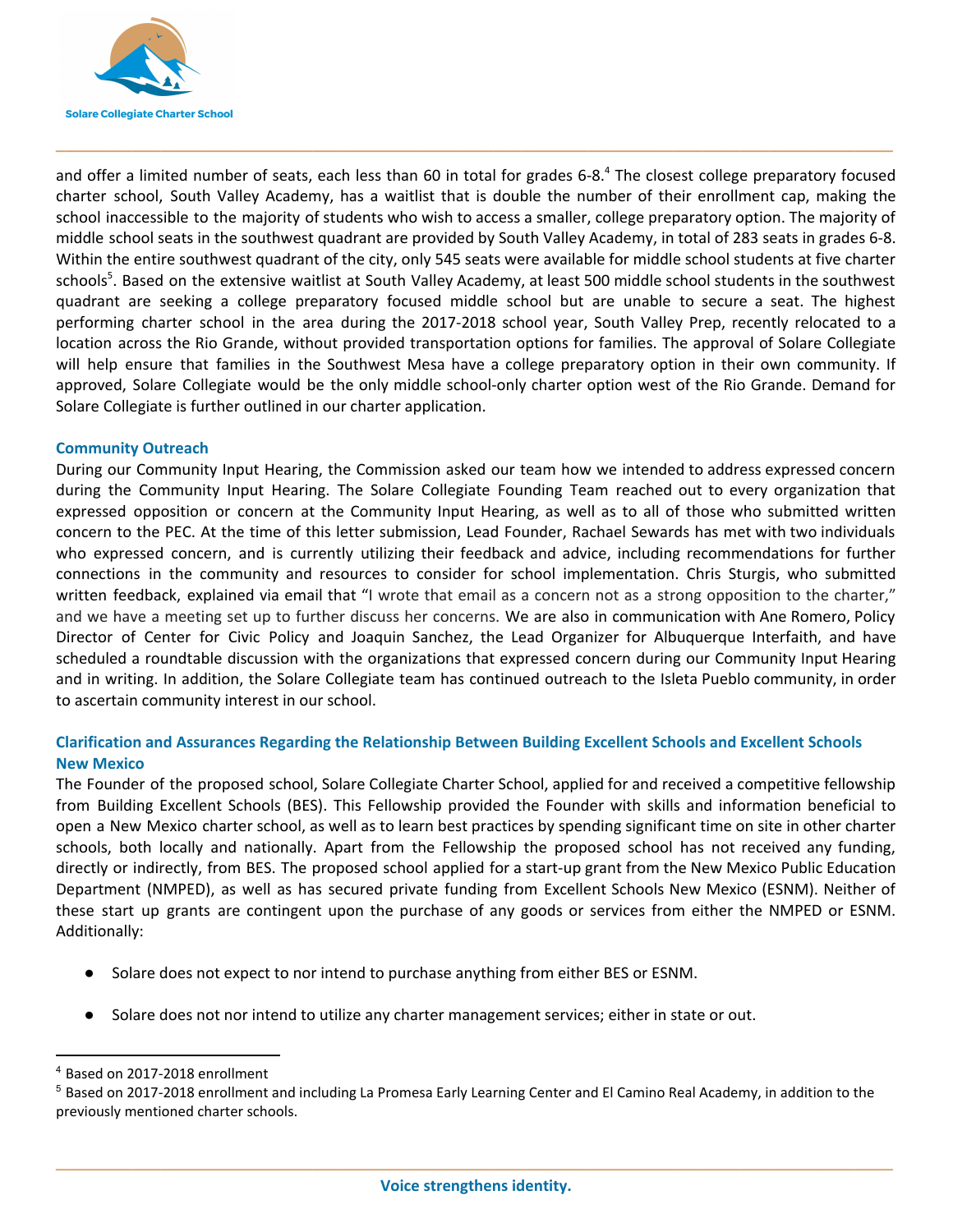and offer a limited number of seats, each less than 60 in total for grades 6-8.[4] The closest college preparatory focused charter school, South Valley Academy, has a waitlist that is double the number of their enrollment cap, making the school inaccessible to the majority of students who wish to access a smaller, college preparatory option. The majority of middle school seats in the southwest quadrant are provided by South Valley Academy, in total of 283 seats in grades 6-8. Within the entire southwest quadrant of the city, only 545 seats were available for middle school students at five charter schools[5]. Based on the extensive waitlist at South Valley Academy, at least 500 middle school students in the southwest quadrant are seeking a college preparatory focused middle school but are unable to secure a seat. The highest performing charter school in the area during the 2017-2018 school year, South Valley Prep, recently relocated to a location across the Rio Grande, without provided transportation options for families. The approval of Solare Collegiate will help ensure that families in the Southwest Mesa have a college preparatory option in their own community. If approved, Solare Collegiate would be the only middle school-only charter option west of the Rio Grande. Demand for Solare Collegiate is further outlined in our charter application.

### Community Outreach

During our Community Input Hearing, the Commission asked our team how we intended to address expressed concern during the Community Input Hearing. The Solare Collegiate Founding Team reached out to every organization that expressed opposition or concern at the Community Input Hearing, as well as to all of those who submitted written concern to the PEC. At the time of this letter submission, Lead Founder, Rachael Sewards has met with two individuals who expressed concern, and is currently utilizing their feedback and advice, including recommendations for further connections in the community and resources to consider for school implementation. Chris Sturgis, who submitted written feedback, explained via email that "I wrote that email as a concern not as a strong opposition to the charter," and we have a meeting set up to further discuss her concerns. We are also in communication with Ane Romero, Policy Director of Center for Civic Policy and Joaquin Sanchez, the Lead Organizer for Albuquerque Interfaith, and have scheduled a roundtable discussion with the organizations that expressed concern during our Community Input Hearing and in writing. In addition, the Solare Collegiate team has continued outreach to the Isleta Pueblo community, in order to ascertain community interest in our school.

### Clarification and Assurances Regarding the Relationship Between Building Excellent Schools and Excellent Schools New Mexico

The Founder of the proposed school, Solare Collegiate Charter School, applied for and received a competitive fellowship from Building Excellent Schools (BES). This Fellowship provided the Founder with skills and information beneficial to open a New Mexico charter school, as well as to learn best practices by spending significant time on site in other charter schools, both locally and nationally. Apart from the Fellowship the proposed school has not received any funding, directly or indirectly, from BES. The proposed school applied for a start-up grant from the New Mexico Public Education Department (NMPED), as well as has secured private funding from Excellent Schools New Mexico (ESNM). Neither of these start up grants are contingent upon the purchase of any goods or services from either the NMPED or ESNM. Additionally:

- Solare does not expect to nor intend to purchase anything from either BES or ESNM.
- Solare does not nor intend to utilize any charter management services; either in state or out.

[4] Based on 2017-2018 enrollment

[5] Based on 2017-2018 enrollment and including La Promesa Early Learning Center and El Camino Real Academy, in addition to the previously mentioned charter schools.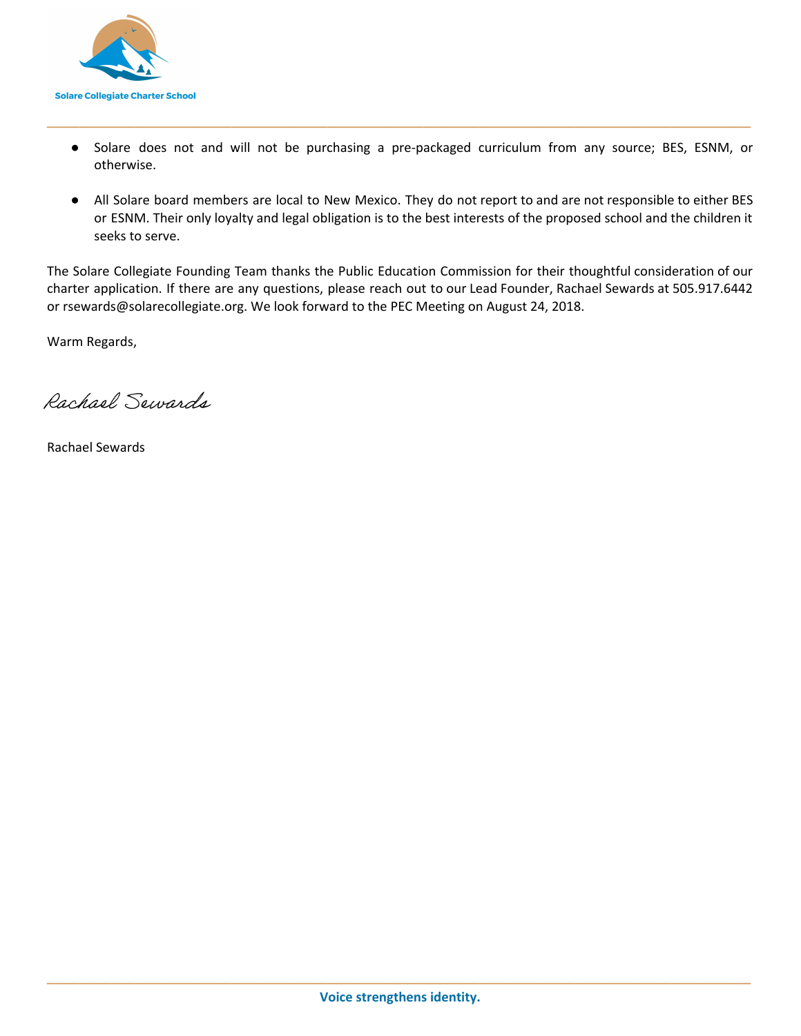- Solare does not and will not be purchasing a pre-packaged curriculum from any source; BES, ESNM, or otherwise.
- All Solare board members are local to New Mexico. They do not report to and are not responsible to either BES or ESNM. Their only loyalty and legal obligation is to the best interests of the proposed school and the children it seeks to serve.

The Solare Collegiate Founding Team thanks the Public Education Commission for their thoughtful consideration of our charter application. If there are any questions, please reach out to our Lead Founder, Rachael Sewards at 505.917.6442 or rsewards@solarecollegiate.org. We look forward to the PEC Meeting on August 24, 2018.

Warm Regards,

*Rachael Sewards*

Rachael Sewards